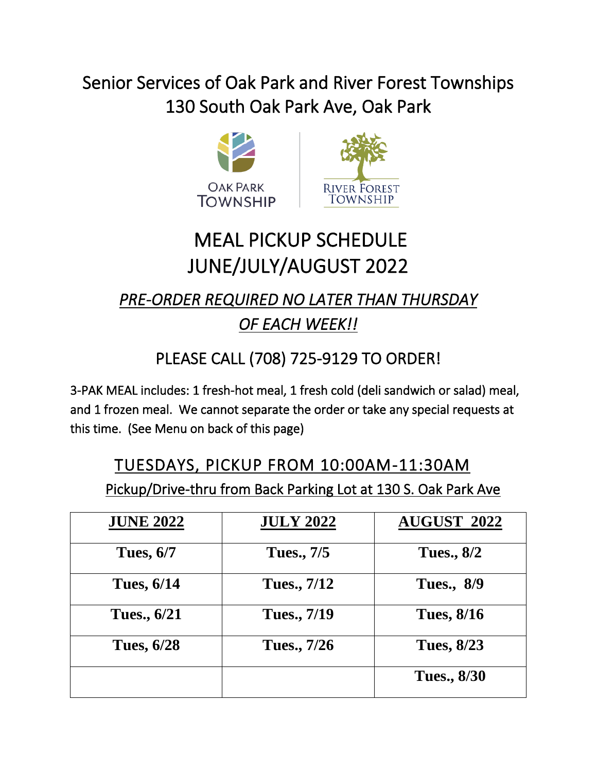# Senior Services of Oak Park and River Forest Townships
## 130 South Oak Park Ave, Oak Park

OAK PARK TOWNSHIP

RIVER FOREST TOWNSHIP

# MEAL PICKUP SCHEDULE
# JUNE/JULY/AUGUST 2022

## *PRE-ORDER REQUIRED NO LATER THAN THURSDAY OF EACH WEEK!!*

## PLEASE CALL (708) 725-9129 TO ORDER!

3-PAK MEAL includes: 1 fresh-hot meal, 1 fresh cold (deli sandwich or salad) meal, and 1 frozen meal. We cannot separate the order or take any special requests at this time. (See Menu on back of this page)

## TUESDAYS, PICKUP FROM 10:00AM-11:30AM

Pickup/Drive-thru from Back Parking Lot at 130 S. Oak Park Ave

| **JUNE 2022** | **JULY 2022** | **AUGUST 2022** |
|---|---|---|
| **Tues, 6/7** | **Tues., 7/5** | **Tues., 8/2** |
| **Tues, 6/14** | **Tues., 7/12** | **Tues., 8/9** |
| **Tues., 6/21** | **Tues., 7/19** | **Tues, 8/16** |
| **Tues, 6/28** | **Tues., 7/26** | **Tues, 8/23** |
| | | **Tues., 8/30** |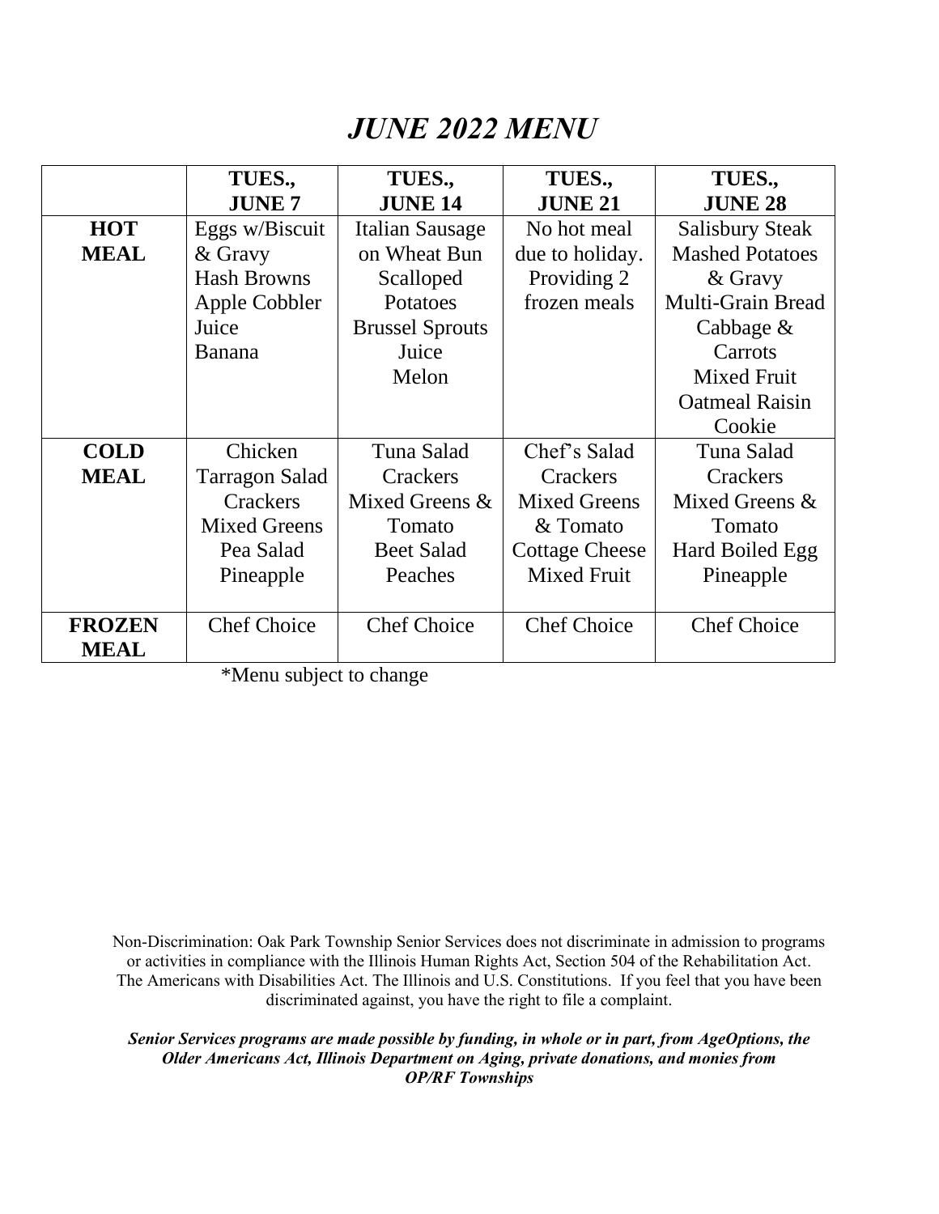# *JUNE 2022 MENU*

| | TUES., JUNE 7 | TUES., JUNE 14 | TUES., JUNE 21 | TUES., JUNE 28 |
|---|---|---|---|---|
| **HOT MEAL** | Eggs w/Biscuit & Gravy<br>Hash Browns<br>Apple Cobbler<br>Juice<br>Banana | Italian Sausage on Wheat Bun<br>Scalloped Potatoes<br>Brussel Sprouts<br>Juice<br>Melon | No hot meal due to holiday. Providing 2 frozen meals | Salisbury Steak<br>Mashed Potatoes & Gravy<br>Multi-Grain Bread<br>Cabbage & Carrots<br>Mixed Fruit<br>Oatmeal Raisin Cookie |
| **COLD MEAL** | Chicken Tarragon Salad<br>Crackers<br>Mixed Greens<br>Pea Salad<br>Pineapple | Tuna Salad<br>Crackers<br>Mixed Greens & Tomato<br>Beet Salad<br>Peaches | Chef's Salad<br>Crackers<br>Mixed Greens & Tomato<br>Cottage Cheese<br>Mixed Fruit | Tuna Salad<br>Crackers<br>Mixed Greens & Tomato<br>Hard Boiled Egg<br>Pineapple |
| **FROZEN MEAL** | Chef Choice | Chef Choice | Chef Choice | Chef Choice |

*Menu subject to change

Non-Discrimination: Oak Park Township Senior Services does not discriminate in admission to programs or activities in compliance with the Illinois Human Rights Act, Section 504 of the Rehabilitation Act. The Americans with Disabilities Act. The Illinois and U.S. Constitutions. If you feel that you have been discriminated against, you have the right to file a complaint.

***Senior Services programs are made possible by funding, in whole or in part, from AgeOptions, the Older Americans Act, Illinois Department on Aging, private donations, and monies from OP/RF Townships***